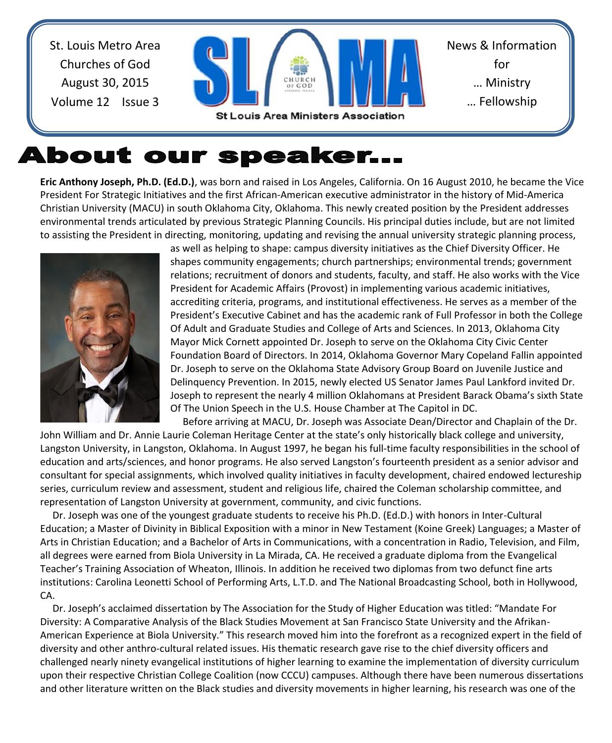St. Louis Metro Area
Churches of God
August 30, 2015
Volume 12 Issue 3

**SLAMA** — St Louis Area Ministers Association

News & Information
for
… Ministry
… Fellowship

# About our speaker…

**Eric Anthony Joseph, Ph.D. (Ed.D.)**, was born and raised in Los Angeles, California. On 16 August 2010, he became the Vice President For Strategic Initiatives and the first African-American executive administrator in the history of Mid-America Christian University (MACU) in south Oklahoma City, Oklahoma. This newly created position by the President addresses environmental trends articulated by previous Strategic Planning Councils. His principal duties include, but are not limited to assisting the President in directing, monitoring, updating and revising the annual university strategic planning process, as well as helping to shape: campus diversity initiatives as the Chief Diversity Officer. He shapes community engagements; church partnerships; environmental trends; government relations; recruitment of donors and students, faculty, and staff. He also works with the Vice President for Academic Affairs (Provost) in implementing various academic initiatives, accrediting criteria, programs, and institutional effectiveness. He serves as a member of the President's Executive Cabinet and has the academic rank of Full Professor in both the College Of Adult and Graduate Studies and College of Arts and Sciences. In 2013, Oklahoma City Mayor Mick Cornett appointed Dr. Joseph to serve on the Oklahoma City Civic Center Foundation Board of Directors. In 2014, Oklahoma Governor Mary Copeland Fallin appointed Dr. Joseph to serve on the Oklahoma State Advisory Group Board on Juvenile Justice and Delinquency Prevention. In 2015, newly elected US Senator James Paul Lankford invited Dr. Joseph to represent the nearly 4 million Oklahomans at President Barack Obama's sixth State Of The Union Speech in the U.S. House Chamber at The Capitol in DC.

Before arriving at MACU, Dr. Joseph was Associate Dean/Director and Chaplain of the Dr. John William and Dr. Annie Laurie Coleman Heritage Center at the state's only historically black college and university, Langston University, in Langston, Oklahoma. In August 1997, he began his full-time faculty responsibilities in the school of education and arts/sciences, and honor programs. He also served Langston's fourteenth president as a senior advisor and consultant for special assignments, which involved quality initiatives in faculty development, chaired endowed lectureship series, curriculum review and assessment, student and religious life, chaired the Coleman scholarship committee, and representation of Langston University at government, community, and civic functions.

Dr. Joseph was one of the youngest graduate students to receive his Ph.D. (Ed.D.) with honors in Inter-Cultural Education; a Master of Divinity in Biblical Exposition with a minor in New Testament (Koine Greek) Languages; a Master of Arts in Christian Education; and a Bachelor of Arts in Communications, with a concentration in Radio, Television, and Film, all degrees were earned from Biola University in La Mirada, CA. He received a graduate diploma from the Evangelical Teacher's Training Association of Wheaton, Illinois. In addition he received two diplomas from two defunct fine arts institutions: Carolina Leonetti School of Performing Arts, L.T.D. and The National Broadcasting School, both in Hollywood, CA.

Dr. Joseph's acclaimed dissertation by The Association for the Study of Higher Education was titled: "Mandate For Diversity: A Comparative Analysis of the Black Studies Movement at San Francisco State University and the Afrikan-American Experience at Biola University." This research moved him into the forefront as a recognized expert in the field of diversity and other anthro-cultural related issues. His thematic research gave rise to the chief diversity officers and challenged nearly ninety evangelical institutions of higher learning to examine the implementation of diversity curriculum upon their respective Christian College Coalition (now CCCU) campuses. Although there have been numerous dissertations and other literature written on the Black studies and diversity movements in higher learning, his research was one of the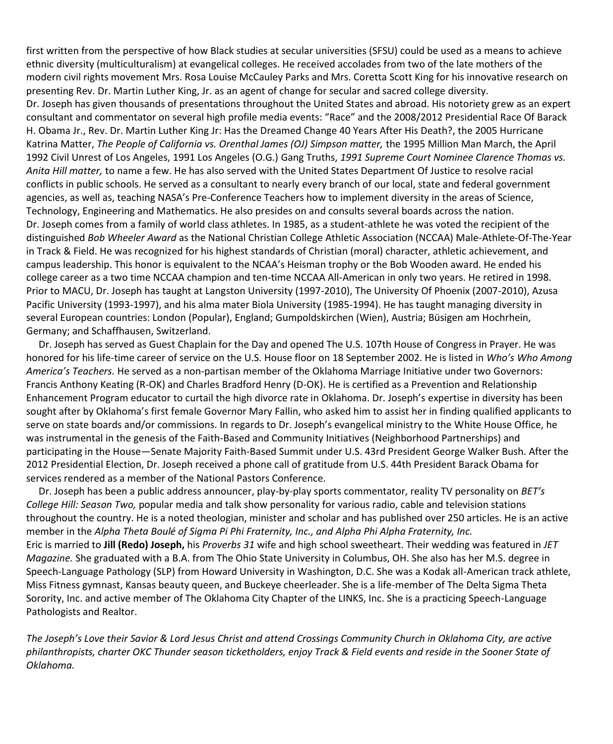first written from the perspective of how Black studies at secular universities (SFSU) could be used as a means to achieve ethnic diversity (multiculturalism) at evangelical colleges. He received accolades from two of the late mothers of the modern civil rights movement Mrs. Rosa Louise McCauley Parks and Mrs. Coretta Scott King for his innovative research on presenting Rev. Dr. Martin Luther King, Jr. as an agent of change for secular and sacred college diversity.

Dr. Joseph has given thousands of presentations throughout the United States and abroad. His notoriety grew as an expert consultant and commentator on several high profile media events: "Race" and the 2008/2012 Presidential Race Of Barack H. Obama Jr., Rev. Dr. Martin Luther King Jr: Has the Dreamed Change 40 Years After His Death?, the 2005 Hurricane Katrina Matter, *The People of California vs. Orenthal James (OJ) Simpson matter,* the 1995 Million Man March, the April 1992 Civil Unrest of Los Angeles, 1991 Los Angeles (O.G.) Gang Truths, *1991 Supreme Court Nominee Clarence Thomas vs. Anita Hill matter,* to name a few. He has also served with the United States Department Of Justice to resolve racial conflicts in public schools. He served as a consultant to nearly every branch of our local, state and federal government agencies, as well as, teaching NASA's Pre-Conference Teachers how to implement diversity in the areas of Science, Technology, Engineering and Mathematics. He also presides on and consults several boards across the nation.

Dr. Joseph comes from a family of world class athletes. In 1985, as a student-athlete he was voted the recipient of the distinguished *Bob Wheeler Award* as the National Christian College Athletic Association (NCCAA) Male-Athlete-Of-The-Year in Track & Field. He was recognized for his highest standards of Christian (moral) character, athletic achievement, and campus leadership. This honor is equivalent to the NCAA's Heisman trophy or the Bob Wooden award. He ended his college career as a two time NCCAA champion and ten-time NCCAA All-American in only two years. He retired in 1998. Prior to MACU, Dr. Joseph has taught at Langston University (1997-2010), The University Of Phoenix (2007-2010), Azusa Pacific University (1993-1997), and his alma mater Biola University (1985-1994). He has taught managing diversity in several European countries: London (Popular), England; Gumpoldskirchen (Wien), Austria; Büsigen am Hochrhein, Germany; and Schaffhausen, Switzerland.

Dr. Joseph has served as Guest Chaplain for the Day and opened The U.S. 107th House of Congress in Prayer. He was honored for his life-time career of service on the U.S. House floor on 18 September 2002. He is listed in *Who's Who Among America's Teachers.* He served as a non-partisan member of the Oklahoma Marriage Initiative under two Governors: Francis Anthony Keating (R-OK) and Charles Bradford Henry (D-OK). He is certified as a Prevention and Relationship Enhancement Program educator to curtail the high divorce rate in Oklahoma. Dr. Joseph's expertise in diversity has been sought after by Oklahoma's first female Governor Mary Fallin, who asked him to assist her in finding qualified applicants to serve on state boards and/or commissions. In regards to Dr. Joseph's evangelical ministry to the White House Office, he was instrumental in the genesis of the Faith-Based and Community Initiatives (Neighborhood Partnerships) and participating in the House—Senate Majority Faith-Based Summit under U.S. 43rd President George Walker Bush. After the 2012 Presidential Election, Dr. Joseph received a phone call of gratitude from U.S. 44th President Barack Obama for services rendered as a member of the National Pastors Conference.

Dr. Joseph has been a public address announcer, play-by-play sports commentator, reality TV personality on *BET's College Hill: Season Two,* popular media and talk show personality for various radio, cable and television stations throughout the country. He is a noted theologian, minister and scholar and has published over 250 articles. He is an active member in the *Alpha Theta Boulé of Sigma Pi Phi Fraternity, Inc., and Alpha Phi Alpha Fraternity, Inc.*

Eric is married to **Jill (Redo) Joseph,** his *Proverbs 31* wife and high school sweetheart. Their wedding was featured in *JET Magazine.* She graduated with a B.A. from The Ohio State University in Columbus, OH. She also has her M.S. degree in Speech-Language Pathology (SLP) from Howard University in Washington, D.C. She was a Kodak all-American track athlete, Miss Fitness gymnast, Kansas beauty queen, and Buckeye cheerleader. She is a life-member of The Delta Sigma Theta Sorority, Inc. and active member of The Oklahoma City Chapter of the LINKS, Inc. She is a practicing Speech-Language Pathologists and Realtor.

*The Joseph's Love their Savior & Lord Jesus Christ and attend Crossings Community Church in Oklahoma City, are active philanthropists, charter OKC Thunder season ticketholders, enjoy Track & Field events and reside in the Sooner State of Oklahoma.*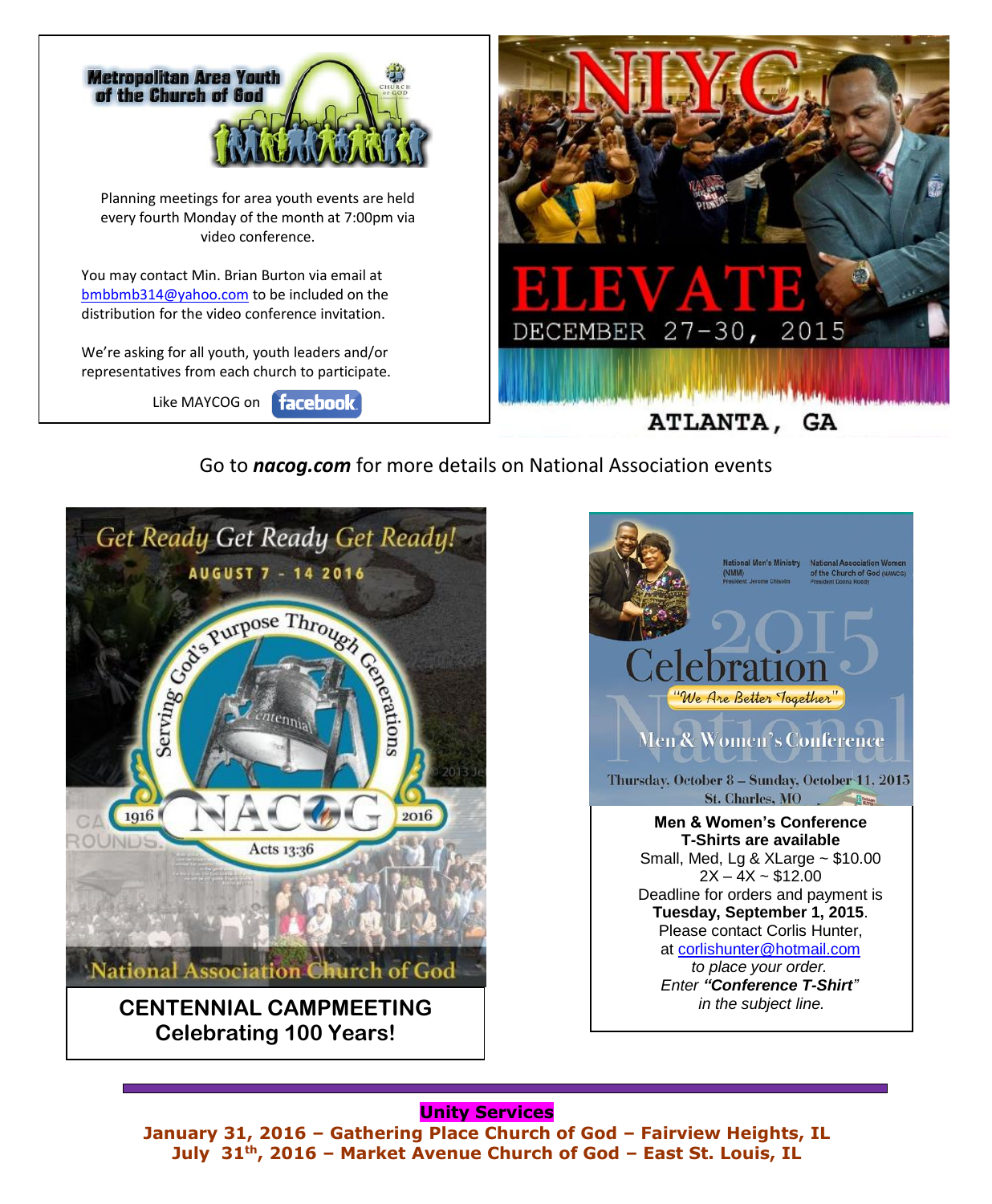**Metropolitan Area Youth of the Church of God**

Planning meetings for area youth events are held every fourth Monday of the month at 7:00pm via video conference.

You may contact Min. Brian Burton via email at bmbbmb314@yahoo.com to be included on the distribution for the video conference invitation.

We're asking for all youth, youth leaders and/or representatives from each church to participate.

Like MAYCOG on facebook

**NIYC**

**ELEVATE**

DECEMBER 27-30, 2015

ATLANTA, GA

Go to ***nacog.com*** for more details on National Association events

Get Ready Get Ready Get Ready!

AUGUST 7 - 14 2016

Serving God's Purpose Through Generations

1916 NACOG 2016

Acts 13:36

National Association Church of God

**CENTENNIAL CAMPMEETING**
**Celebrating 100 Years!**

National Men's Ministry (NMM) President Jerome Chisolm

National Association Women of the Church of God (NAWCG) President Donna Reedy

2015 National Celebration

"We Are Better Together"

Men & Women's Conference

Thursday, October 8 – Sunday, October 11, 2015
St. Charles, MO

**Men & Women's Conference T-Shirts are available**

Small, Med, Lg & XLarge ~ $10.00

2X – 4X ~ $12.00

Deadline for orders and payment is **Tuesday, September 1, 2015**.

Please contact Corlis Hunter, at corlishunter@hotmail.com *to place your order.*

*Enter **"Conference T-Shirt"** in the subject line.*

**Unity Services**

**January 31, 2016 – Gathering Place Church of God – Fairview Heights, IL**

**July 31st, 2016 – Market Avenue Church of God – East St. Louis, IL**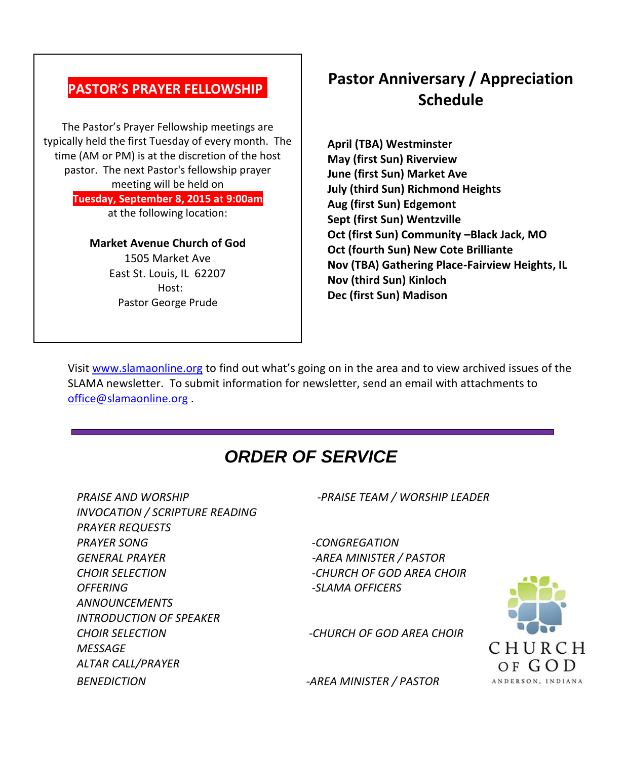## PASTOR'S PRAYER FELLOWSHIP

The Pastor's Prayer Fellowship meetings are typically held the first Tuesday of every month. The time (AM or PM) is at the discretion of the host pastor. The next Pastor's fellowship prayer meeting will be held on

**Tuesday, September 8, 2015 at 9:00am**

at the following location:

**Market Avenue Church of God**
1505 Market Ave
East St. Louis, IL 62207
Host:
Pastor George Prude

## Pastor Anniversary / Appreciation Schedule

**April (TBA) Westminster**
**May (first Sun) Riverview**
**June (first Sun) Market Ave**
**July (third Sun) Richmond Heights**
**Aug (first Sun) Edgemont**
**Sept (first Sun) Wentzville**
**Oct (first Sun) Community –Black Jack, MO**
**Oct (fourth Sun) New Cote Brilliante**
**Nov (TBA) Gathering Place-Fairview Heights, IL**
**Nov (third Sun) Kinloch**
**Dec (first Sun) Madison**

Visit www.slamaonline.org to find out what's going on in the area and to view archived issues of the SLAMA newsletter. To submit information for newsletter, send an email with attachments to office@slamaonline.org .

---

# *ORDER OF SERVICE*

*PRAISE AND WORSHIP* — *-PRAISE TEAM / WORSHIP LEADER*
*INVOCATION / SCRIPTURE READING*
*PRAYER REQUESTS*
*PRAYER SONG* — *-CONGREGATION*
*GENERAL PRAYER* — *-AREA MINISTER / PASTOR*
*CHOIR SELECTION* — *-CHURCH OF GOD AREA CHOIR*
*OFFERING* — *-SLAMA OFFICERS*
*ANNOUNCEMENTS*
*INTRODUCTION OF SPEAKER*
*CHOIR SELECTION* — *-CHURCH OF GOD AREA CHOIR*
*MESSAGE*
*ALTAR CALL/PRAYER*
*BENEDICTION* — *-AREA MINISTER / PASTOR*

CHURCH OF GOD
ANDERSON, INDIANA